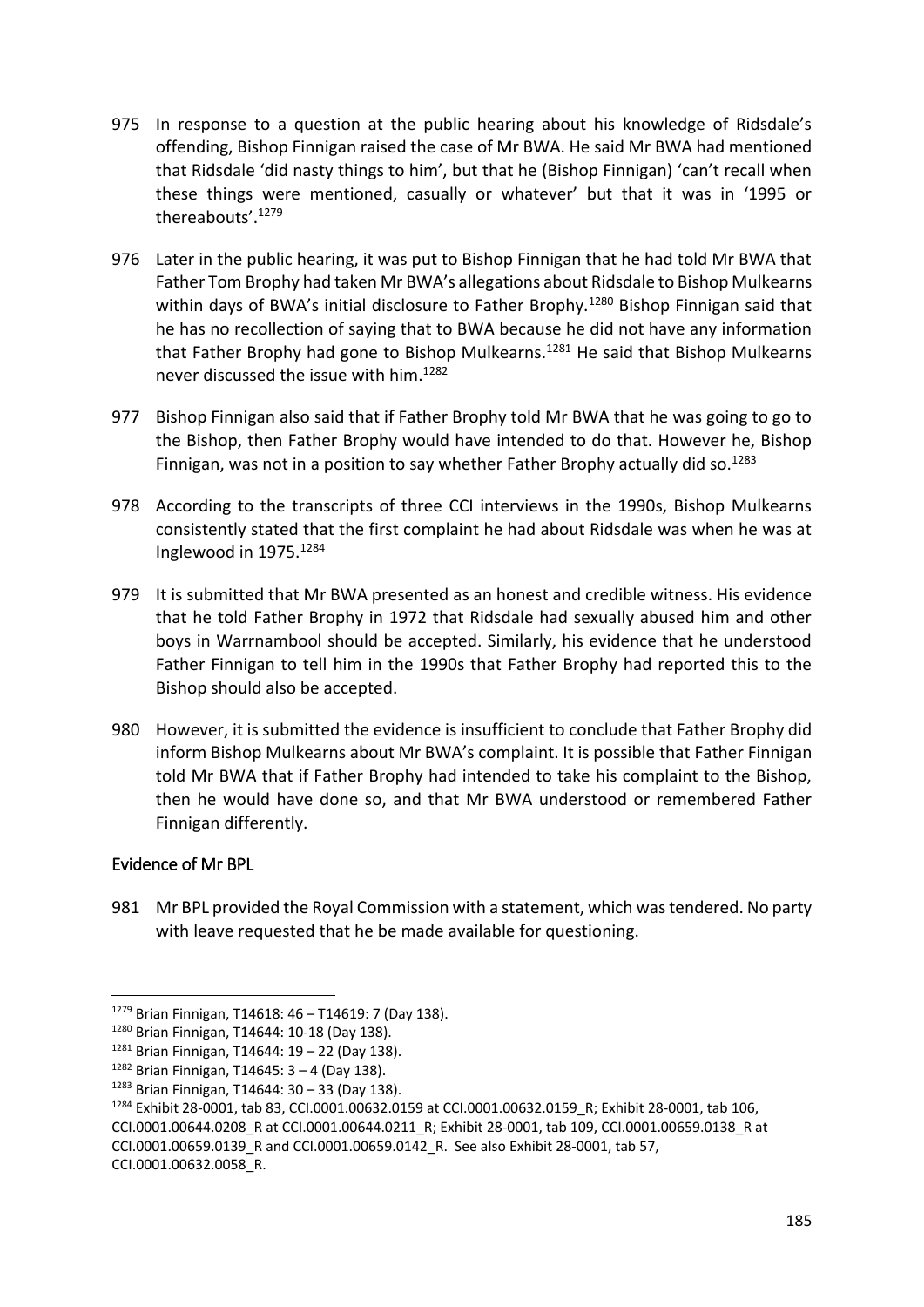975 In response to a question at the public hearing about his knowledge of Ridsdale's offending, Bishop Finnigan raised the case of Mr BWA. He said Mr BWA had mentioned that Ridsdale 'did nasty things to him', but that he (Bishop Finnigan) 'can't recall when these things were mentioned, casually or whatever' but that it was in '1995 or thereabouts'.[1279]

976 Later in the public hearing, it was put to Bishop Finnigan that he had told Mr BWA that Father Tom Brophy had taken Mr BWA's allegations about Ridsdale to Bishop Mulkearns within days of BWA's initial disclosure to Father Brophy.[1280] Bishop Finnigan said that he has no recollection of saying that to BWA because he did not have any information that Father Brophy had gone to Bishop Mulkearns.[1281] He said that Bishop Mulkearns never discussed the issue with him.[1282]

977 Bishop Finnigan also said that if Father Brophy told Mr BWA that he was going to go to the Bishop, then Father Brophy would have intended to do that. However he, Bishop Finnigan, was not in a position to say whether Father Brophy actually did so.[1283]

978 According to the transcripts of three CCI interviews in the 1990s, Bishop Mulkearns consistently stated that the first complaint he had about Ridsdale was when he was at Inglewood in 1975.[1284]

979 It is submitted that Mr BWA presented as an honest and credible witness. His evidence that he told Father Brophy in 1972 that Ridsdale had sexually abused him and other boys in Warrnambool should be accepted. Similarly, his evidence that he understood Father Finnigan to tell him in the 1990s that Father Brophy had reported this to the Bishop should also be accepted.

980 However, it is submitted the evidence is insufficient to conclude that Father Brophy did inform Bishop Mulkearns about Mr BWA's complaint. It is possible that Father Finnigan told Mr BWA that if Father Brophy had intended to take his complaint to the Bishop, then he would have done so, and that Mr BWA understood or remembered Father Finnigan differently.

### Evidence of Mr BPL

981 Mr BPL provided the Royal Commission with a statement, which was tendered. No party with leave requested that he be made available for questioning.

---

[1279] Brian Finnigan, T14618: 46 – T14619: 7 (Day 138).

[1280] Brian Finnigan, T14644: 10-18 (Day 138).

[1281] Brian Finnigan, T14644: 19 – 22 (Day 138).

[1282] Brian Finnigan, T14645: 3 – 4 (Day 138).

[1283] Brian Finnigan, T14644: 30 – 33 (Day 138).

[1284] Exhibit 28-0001, tab 83, CCI.0001.00632.0159 at CCI.0001.00632.0159_R; Exhibit 28-0001, tab 106, CCI.0001.00644.0208_R at CCI.0001.00644.0211_R; Exhibit 28-0001, tab 109, CCI.0001.00659.0138_R at CCI.0001.00659.0139_R and CCI.0001.00659.0142_R. See also Exhibit 28-0001, tab 57, CCI.0001.00632.0058_R.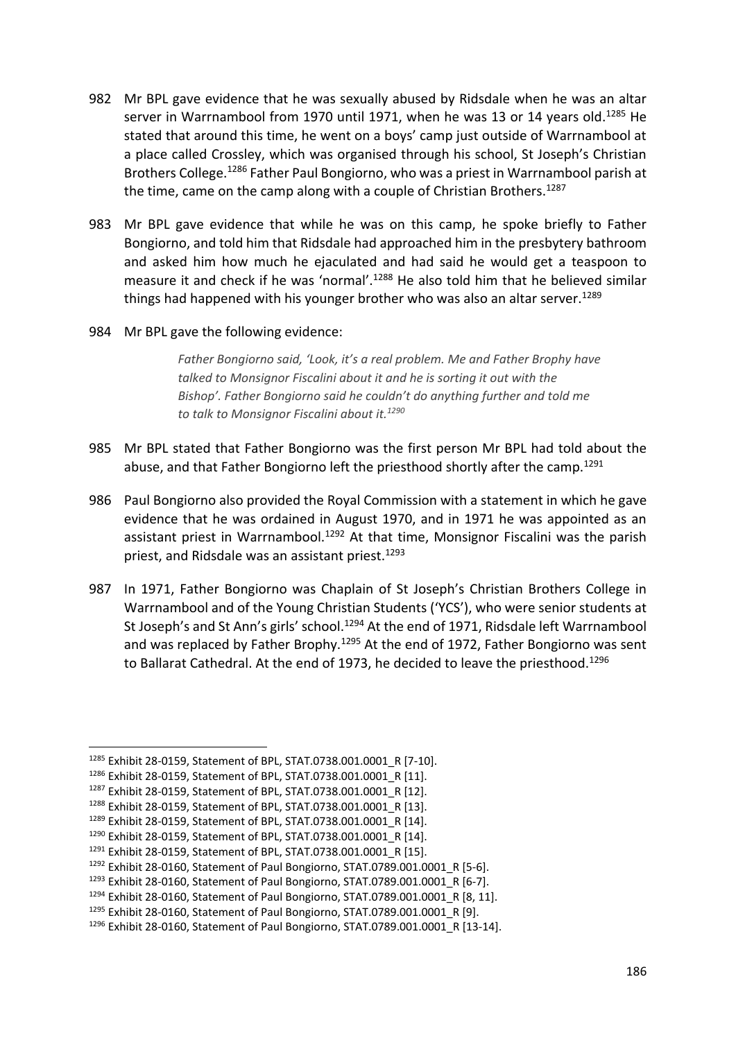982 Mr BPL gave evidence that he was sexually abused by Ridsdale when he was an altar server in Warrnambool from 1970 until 1971, when he was 13 or 14 years old.[1285] He stated that around this time, he went on a boys' camp just outside of Warrnambool at a place called Crossley, which was organised through his school, St Joseph's Christian Brothers College.[1286] Father Paul Bongiorno, who was a priest in Warrnambool parish at the time, came on the camp along with a couple of Christian Brothers.[1287]

983 Mr BPL gave evidence that while he was on this camp, he spoke briefly to Father Bongiorno, and told him that Ridsdale had approached him in the presbytery bathroom and asked him how much he ejaculated and had said he would get a teaspoon to measure it and check if he was 'normal'.[1288] He also told him that he believed similar things had happened with his younger brother who was also an altar server.[1289]

984 Mr BPL gave the following evidence:

> *Father Bongiorno said, 'Look, it's a real problem. Me and Father Brophy have talked to Monsignor Fiscalini about it and he is sorting it out with the Bishop'. Father Bongiorno said he couldn't do anything further and told me to talk to Monsignor Fiscalini about it.*[1290]

985 Mr BPL stated that Father Bongiorno was the first person Mr BPL had told about the abuse, and that Father Bongiorno left the priesthood shortly after the camp.[1291]

986 Paul Bongiorno also provided the Royal Commission with a statement in which he gave evidence that he was ordained in August 1970, and in 1971 he was appointed as an assistant priest in Warrnambool.[1292] At that time, Monsignor Fiscalini was the parish priest, and Ridsdale was an assistant priest.[1293]

987 In 1971, Father Bongiorno was Chaplain of St Joseph's Christian Brothers College in Warrnambool and of the Young Christian Students ('YCS'), who were senior students at St Joseph's and St Ann's girls' school.[1294] At the end of 1971, Ridsdale left Warrnambool and was replaced by Father Brophy.[1295] At the end of 1972, Father Bongiorno was sent to Ballarat Cathedral. At the end of 1973, he decided to leave the priesthood.[1296]

---

[1285] Exhibit 28-0159, Statement of BPL, STAT.0738.001.0001_R [7-10].
[1286] Exhibit 28-0159, Statement of BPL, STAT.0738.001.0001_R [11].
[1287] Exhibit 28-0159, Statement of BPL, STAT.0738.001.0001_R [12].
[1288] Exhibit 28-0159, Statement of BPL, STAT.0738.001.0001_R [13].
[1289] Exhibit 28-0159, Statement of BPL, STAT.0738.001.0001_R [14].
[1290] Exhibit 28-0159, Statement of BPL, STAT.0738.001.0001_R [14].
[1291] Exhibit 28-0159, Statement of BPL, STAT.0738.001.0001_R [15].
[1292] Exhibit 28-0160, Statement of Paul Bongiorno, STAT.0789.001.0001_R [5-6].
[1293] Exhibit 28-0160, Statement of Paul Bongiorno, STAT.0789.001.0001_R [6-7].
[1294] Exhibit 28-0160, Statement of Paul Bongiorno, STAT.0789.001.0001_R [8, 11].
[1295] Exhibit 28-0160, Statement of Paul Bongiorno, STAT.0789.001.0001_R [9].
[1296] Exhibit 28-0160, Statement of Paul Bongiorno, STAT.0789.001.0001_R [13-14].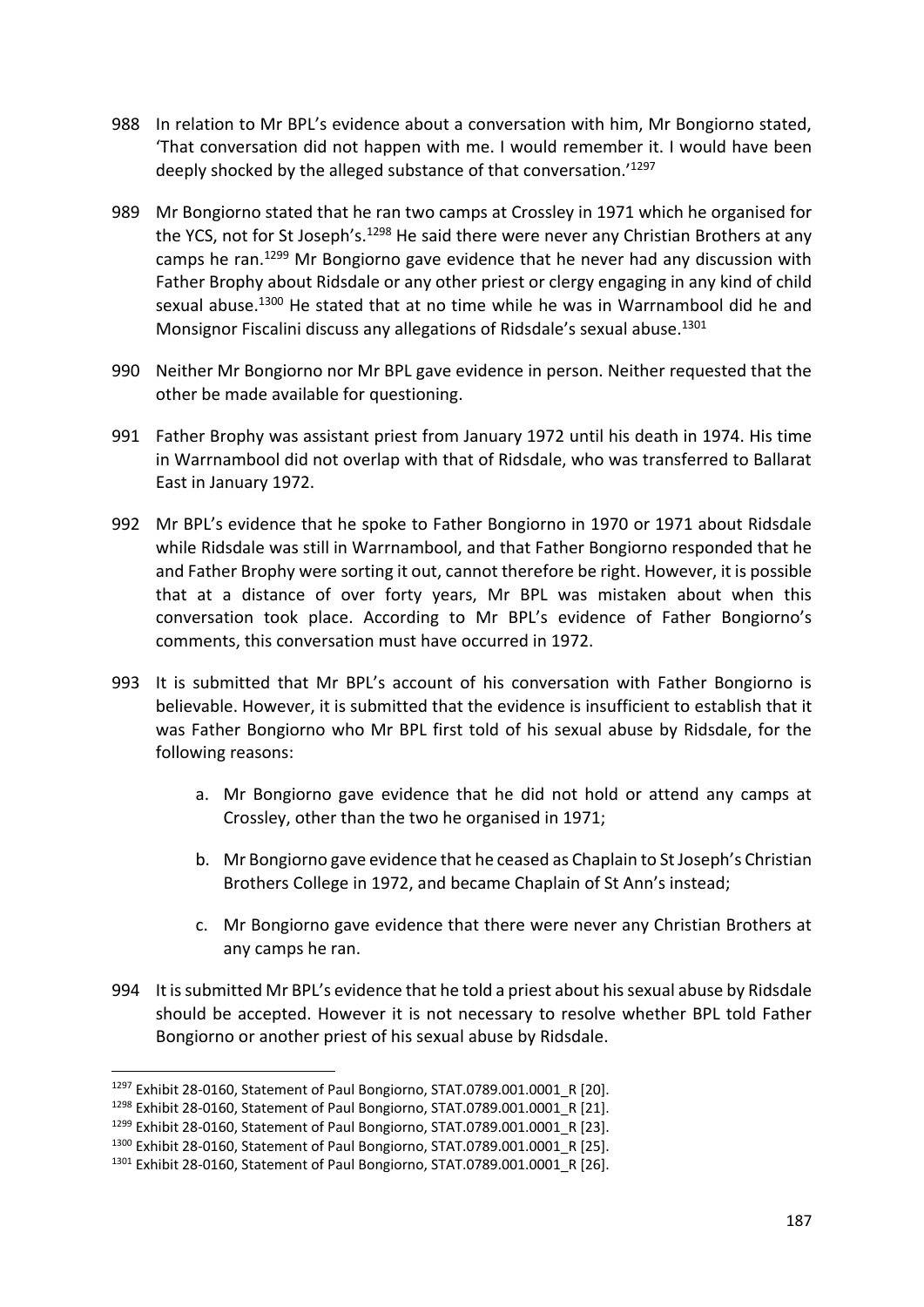988 In relation to Mr BPL's evidence about a conversation with him, Mr Bongiorno stated, 'That conversation did not happen with me. I would remember it. I would have been deeply shocked by the alleged substance of that conversation.'[1297]

989 Mr Bongiorno stated that he ran two camps at Crossley in 1971 which he organised for the YCS, not for St Joseph's.[1298] He said there were never any Christian Brothers at any camps he ran.[1299] Mr Bongiorno gave evidence that he never had any discussion with Father Brophy about Ridsdale or any other priest or clergy engaging in any kind of child sexual abuse.[1300] He stated that at no time while he was in Warrnambool did he and Monsignor Fiscalini discuss any allegations of Ridsdale's sexual abuse.[1301]

990 Neither Mr Bongiorno nor Mr BPL gave evidence in person. Neither requested that the other be made available for questioning.

991 Father Brophy was assistant priest from January 1972 until his death in 1974. His time in Warrnambool did not overlap with that of Ridsdale, who was transferred to Ballarat East in January 1972.

992 Mr BPL's evidence that he spoke to Father Bongiorno in 1970 or 1971 about Ridsdale while Ridsdale was still in Warrnambool, and that Father Bongiorno responded that he and Father Brophy were sorting it out, cannot therefore be right. However, it is possible that at a distance of over forty years, Mr BPL was mistaken about when this conversation took place. According to Mr BPL's evidence of Father Bongiorno's comments, this conversation must have occurred in 1972.

993 It is submitted that Mr BPL's account of his conversation with Father Bongiorno is believable. However, it is submitted that the evidence is insufficient to establish that it was Father Bongiorno who Mr BPL first told of his sexual abuse by Ridsdale, for the following reasons:

a. Mr Bongiorno gave evidence that he did not hold or attend any camps at Crossley, other than the two he organised in 1971;

b. Mr Bongiorno gave evidence that he ceased as Chaplain to St Joseph's Christian Brothers College in 1972, and became Chaplain of St Ann's instead;

c. Mr Bongiorno gave evidence that there were never any Christian Brothers at any camps he ran.

994 It is submitted Mr BPL's evidence that he told a priest about his sexual abuse by Ridsdale should be accepted. However it is not necessary to resolve whether BPL told Father Bongiorno or another priest of his sexual abuse by Ridsdale.

---

[1297] Exhibit 28-0160, Statement of Paul Bongiorno, STAT.0789.001.0001_R [20].

[1298] Exhibit 28-0160, Statement of Paul Bongiorno, STAT.0789.001.0001_R [21].

[1299] Exhibit 28-0160, Statement of Paul Bongiorno, STAT.0789.001.0001_R [23].

[1300] Exhibit 28-0160, Statement of Paul Bongiorno, STAT.0789.001.0001_R [25].

[1301] Exhibit 28-0160, Statement of Paul Bongiorno, STAT.0789.001.0001_R [26].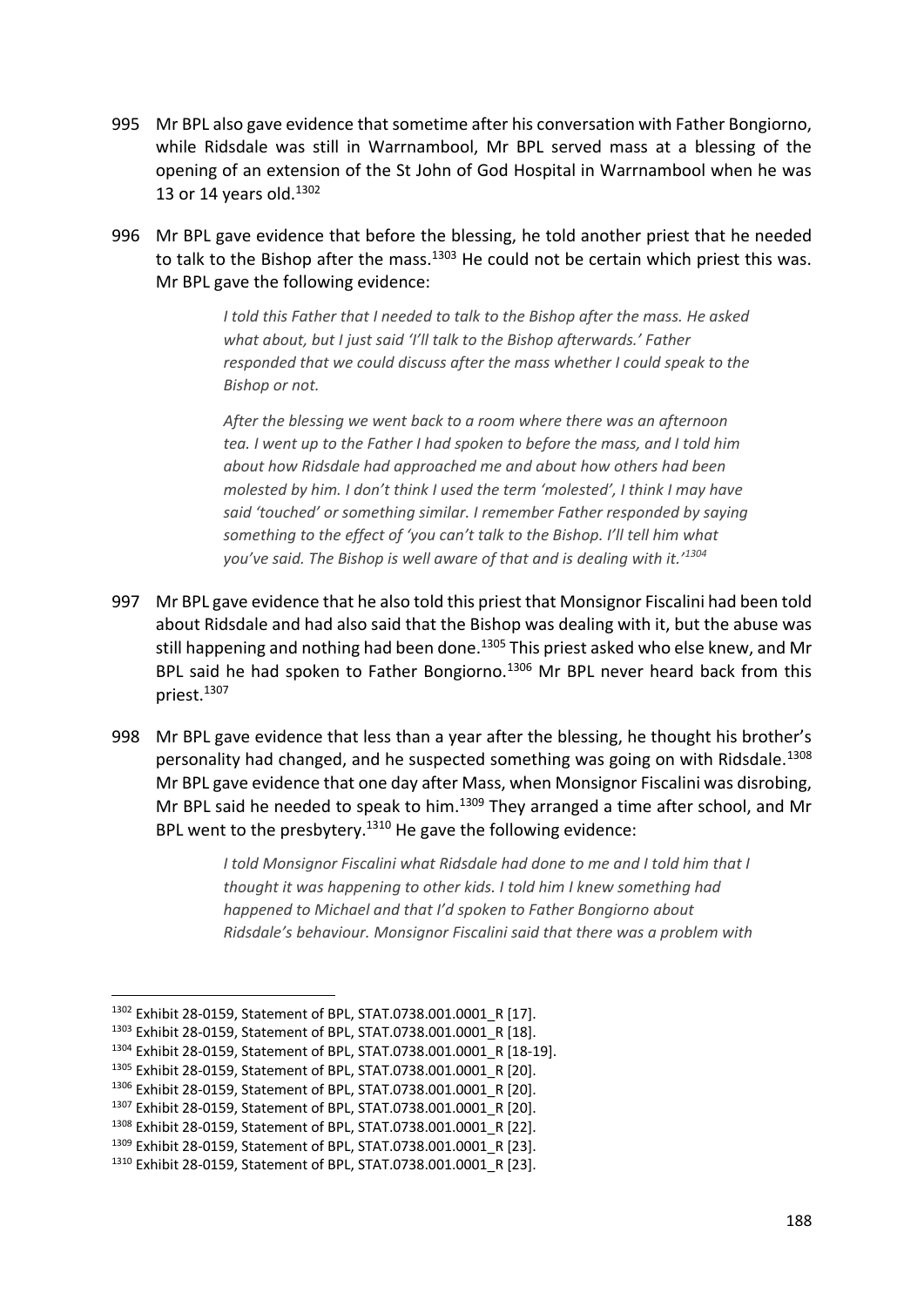995 Mr BPL also gave evidence that sometime after his conversation with Father Bongiorno, while Ridsdale was still in Warrnambool, Mr BPL served mass at a blessing of the opening of an extension of the St John of God Hospital in Warrnambool when he was 13 or 14 years old.[1302]

996 Mr BPL gave evidence that before the blessing, he told another priest that he needed to talk to the Bishop after the mass.[1303] He could not be certain which priest this was. Mr BPL gave the following evidence:

> *I told this Father that I needed to talk to the Bishop after the mass. He asked what about, but I just said 'I'll talk to the Bishop afterwards.' Father responded that we could discuss after the mass whether I could speak to the Bishop or not.*
>
> *After the blessing we went back to a room where there was an afternoon tea. I went up to the Father I had spoken to before the mass, and I told him about how Ridsdale had approached me and about how others had been molested by him. I don't think I used the term 'molested', I think I may have said 'touched' or something similar. I remember Father responded by saying something to the effect of 'you can't talk to the Bishop. I'll tell him what you've said. The Bishop is well aware of that and is dealing with it.'*[1304]

997 Mr BPL gave evidence that he also told this priest that Monsignor Fiscalini had been told about Ridsdale and had also said that the Bishop was dealing with it, but the abuse was still happening and nothing had been done.[1305] This priest asked who else knew, and Mr BPL said he had spoken to Father Bongiorno.[1306] Mr BPL never heard back from this priest.[1307]

998 Mr BPL gave evidence that less than a year after the blessing, he thought his brother's personality had changed, and he suspected something was going on with Ridsdale.[1308] Mr BPL gave evidence that one day after Mass, when Monsignor Fiscalini was disrobing, Mr BPL said he needed to speak to him.[1309] They arranged a time after school, and Mr BPL went to the presbytery.[1310] He gave the following evidence:

> *I told Monsignor Fiscalini what Ridsdale had done to me and I told him that I thought it was happening to other kids. I told him I knew something had happened to Michael and that I'd spoken to Father Bongiorno about Ridsdale's behaviour. Monsignor Fiscalini said that there was a problem with*

---

[1302] Exhibit 28-0159, Statement of BPL, STAT.0738.001.0001_R [17].
[1303] Exhibit 28-0159, Statement of BPL, STAT.0738.001.0001_R [18].
[1304] Exhibit 28-0159, Statement of BPL, STAT.0738.001.0001_R [18-19].
[1305] Exhibit 28-0159, Statement of BPL, STAT.0738.001.0001_R [20].
[1306] Exhibit 28-0159, Statement of BPL, STAT.0738.001.0001_R [20].
[1307] Exhibit 28-0159, Statement of BPL, STAT.0738.001.0001_R [20].
[1308] Exhibit 28-0159, Statement of BPL, STAT.0738.001.0001_R [22].
[1309] Exhibit 28-0159, Statement of BPL, STAT.0738.001.0001_R [23].
[1310] Exhibit 28-0159, Statement of BPL, STAT.0738.001.0001_R [23].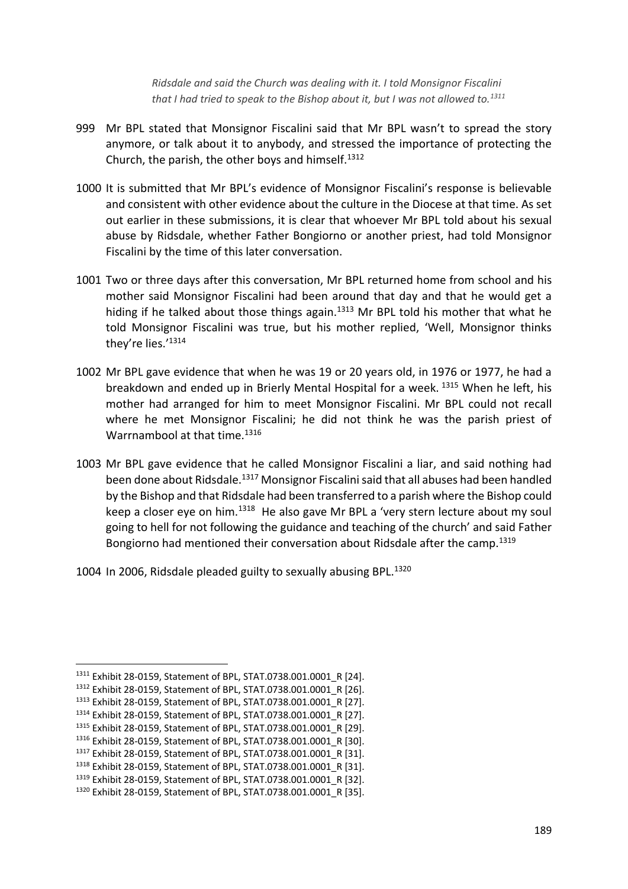*Ridsdale and said the Church was dealing with it. I told Monsignor Fiscalini that I had tried to speak to the Bishop about it, but I was not allowed to.*[1311]

999 Mr BPL stated that Monsignor Fiscalini said that Mr BPL wasn't to spread the story anymore, or talk about it to anybody, and stressed the importance of protecting the Church, the parish, the other boys and himself.[1312]

1000 It is submitted that Mr BPL's evidence of Monsignor Fiscalini's response is believable and consistent with other evidence about the culture in the Diocese at that time. As set out earlier in these submissions, it is clear that whoever Mr BPL told about his sexual abuse by Ridsdale, whether Father Bongiorno or another priest, had told Monsignor Fiscalini by the time of this later conversation.

1001 Two or three days after this conversation, Mr BPL returned home from school and his mother said Monsignor Fiscalini had been around that day and that he would get a hiding if he talked about those things again.[1313] Mr BPL told his mother that what he told Monsignor Fiscalini was true, but his mother replied, 'Well, Monsignor thinks they're lies.'[1314]

1002 Mr BPL gave evidence that when he was 19 or 20 years old, in 1976 or 1977, he had a breakdown and ended up in Brierly Mental Hospital for a week.[1315] When he left, his mother had arranged for him to meet Monsignor Fiscalini. Mr BPL could not recall where he met Monsignor Fiscalini; he did not think he was the parish priest of Warrnambool at that time.[1316]

1003 Mr BPL gave evidence that he called Monsignor Fiscalini a liar, and said nothing had been done about Ridsdale.[1317] Monsignor Fiscalini said that all abuses had been handled by the Bishop and that Ridsdale had been transferred to a parish where the Bishop could keep a closer eye on him.[1318] He also gave Mr BPL a 'very stern lecture about my soul going to hell for not following the guidance and teaching of the church' and said Father Bongiorno had mentioned their conversation about Ridsdale after the camp.[1319]

1004 In 2006, Ridsdale pleaded guilty to sexually abusing BPL.[1320]

---

[1311] Exhibit 28-0159, Statement of BPL, STAT.0738.001.0001_R [24].
[1312] Exhibit 28-0159, Statement of BPL, STAT.0738.001.0001_R [26].
[1313] Exhibit 28-0159, Statement of BPL, STAT.0738.001.0001_R [27].
[1314] Exhibit 28-0159, Statement of BPL, STAT.0738.001.0001_R [27].
[1315] Exhibit 28-0159, Statement of BPL, STAT.0738.001.0001_R [29].
[1316] Exhibit 28-0159, Statement of BPL, STAT.0738.001.0001_R [30].
[1317] Exhibit 28-0159, Statement of BPL, STAT.0738.001.0001_R [31].
[1318] Exhibit 28-0159, Statement of BPL, STAT.0738.001.0001_R [31].
[1319] Exhibit 28-0159, Statement of BPL, STAT.0738.001.0001_R [32].
[1320] Exhibit 28-0159, Statement of BPL, STAT.0738.001.0001_R [35].